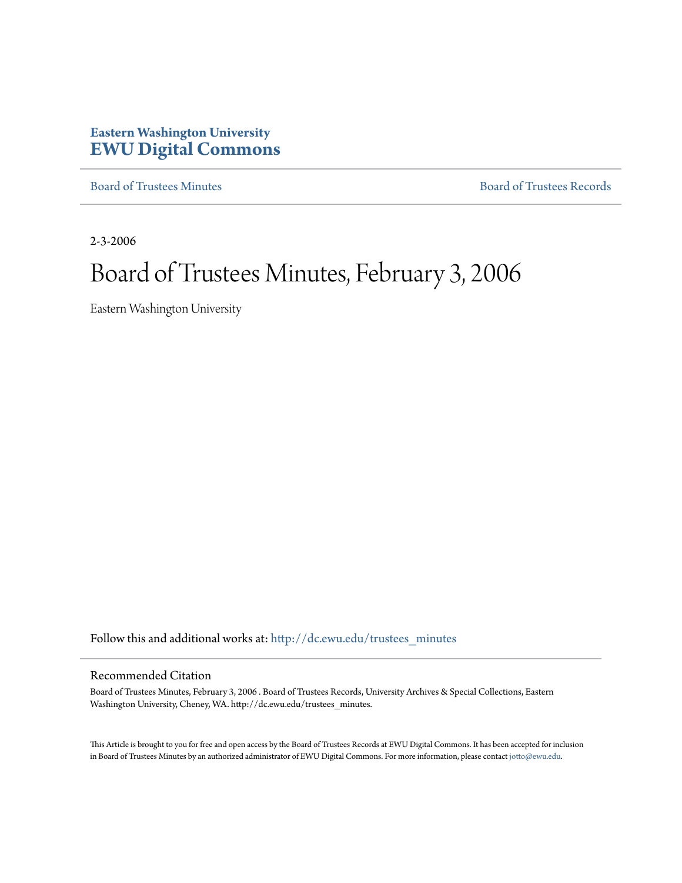**Eastern Washington University**
**EWU Digital Commons**

Board of Trustees Minutes | Board of Trustees Records

2-3-2006

# Board of Trustees Minutes, February 3, 2006

Eastern Washington University

Follow this and additional works at: http://dc.ewu.edu/trustees_minutes

## Recommended Citation

Board of Trustees Minutes, February 3, 2006 . Board of Trustees Records, University Archives & Special Collections, Eastern Washington University, Cheney, WA. http://dc.ewu.edu/trustees_minutes.

This Article is brought to you for free and open access by the Board of Trustees Records at EWU Digital Commons. It has been accepted for inclusion in Board of Trustees Minutes by an authorized administrator of EWU Digital Commons. For more information, please contact jotto@ewu.edu.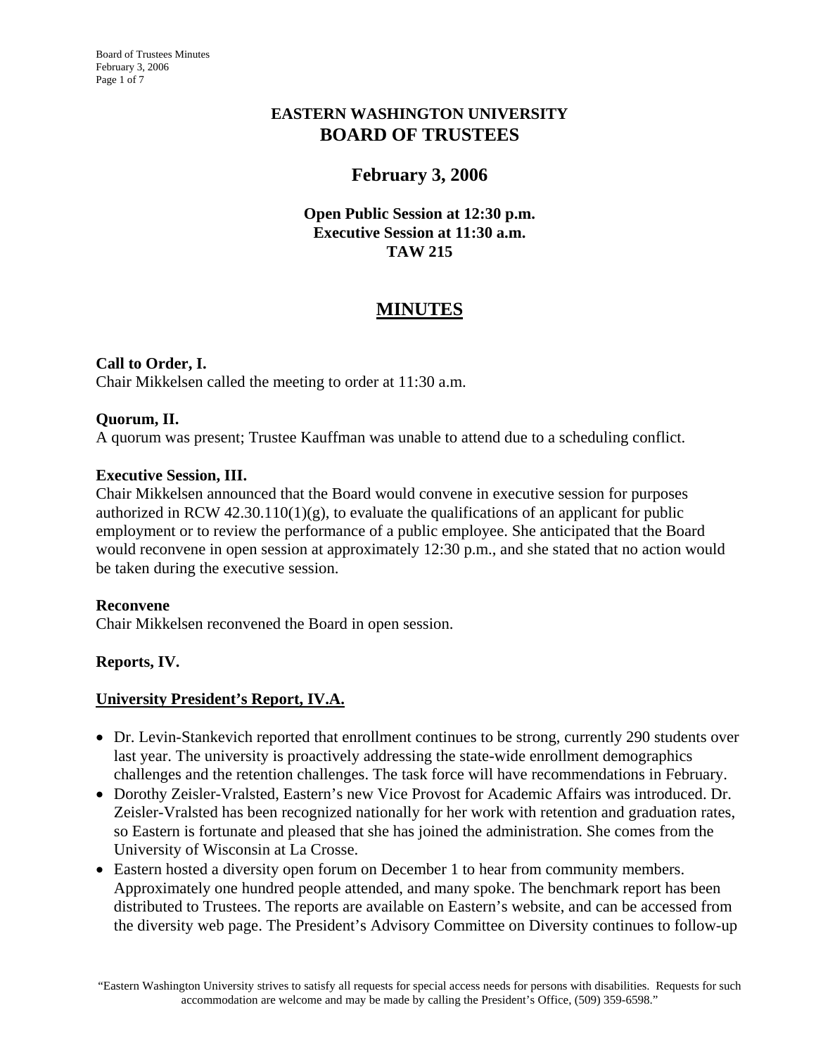# EASTERN WASHINGTON UNIVERSITY
# BOARD OF TRUSTEES

## February 3, 2006

**Open Public Session at 12:30 p.m.**
**Executive Session at 11:30 a.m.**
**TAW 215**

## MINUTES

**Call to Order, I.**
Chair Mikkelsen called the meeting to order at 11:30 a.m.

**Quorum, II.**
A quorum was present; Trustee Kauffman was unable to attend due to a scheduling conflict.

**Executive Session, III.**
Chair Mikkelsen announced that the Board would convene in executive session for purposes authorized in RCW 42.30.110(1)(g), to evaluate the qualifications of an applicant for public employment or to review the performance of a public employee. She anticipated that the Board would reconvene in open session at approximately 12:30 p.m., and she stated that no action would be taken during the executive session.

**Reconvene**
Chair Mikkelsen reconvened the Board in open session.

**Reports, IV.**

**University President's Report, IV.A.**

- Dr. Levin-Stankevich reported that enrollment continues to be strong, currently 290 students over last year. The university is proactively addressing the state-wide enrollment demographics challenges and the retention challenges. The task force will have recommendations in February.
- Dorothy Zeisler-Vralsted, Eastern's new Vice Provost for Academic Affairs was introduced. Dr. Zeisler-Vralsted has been recognized nationally for her work with retention and graduation rates, so Eastern is fortunate and pleased that she has joined the administration. She comes from the University of Wisconsin at La Crosse.
- Eastern hosted a diversity open forum on December 1 to hear from community members. Approximately one hundred people attended, and many spoke. The benchmark report has been distributed to Trustees. The reports are available on Eastern's website, and can be accessed from the diversity web page. The President's Advisory Committee on Diversity continues to follow-up

"Eastern Washington University strives to satisfy all requests for special access needs for persons with disabilities. Requests for such accommodation are welcome and may be made by calling the President's Office, (509) 359-6598."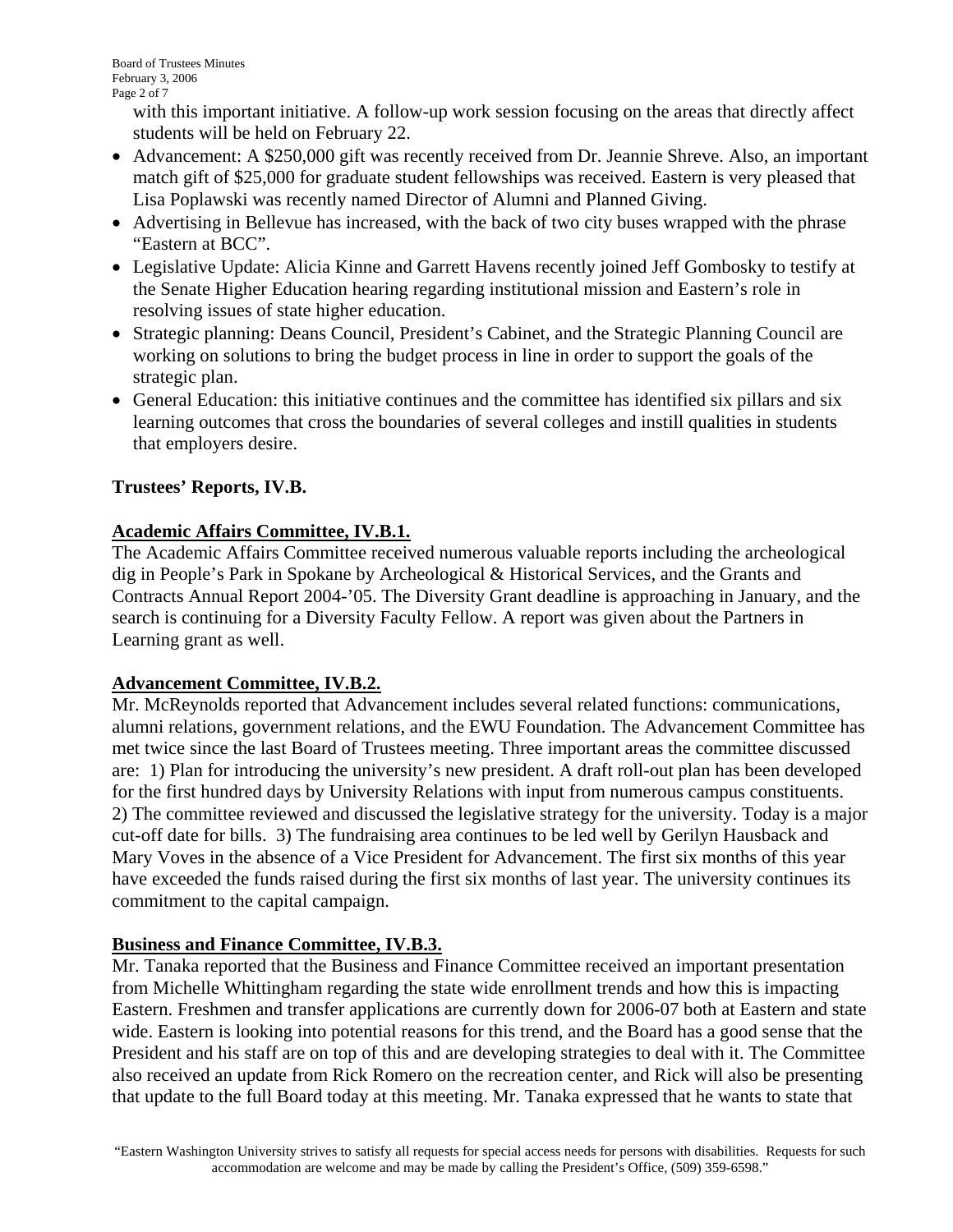with this important initiative. A follow-up work session focusing on the areas that directly affect students will be held on February 22.

- Advancement: A $250,000 gift was recently received from Dr. Jeannie Shreve. Also, an important match gift of $25,000 for graduate student fellowships was received. Eastern is very pleased that Lisa Poplawski was recently named Director of Alumni and Planned Giving.
- Advertising in Bellevue has increased, with the back of two city buses wrapped with the phrase "Eastern at BCC".
- Legislative Update: Alicia Kinne and Garrett Havens recently joined Jeff Gombosky to testify at the Senate Higher Education hearing regarding institutional mission and Eastern's role in resolving issues of state higher education.
- Strategic planning: Deans Council, President's Cabinet, and the Strategic Planning Council are working on solutions to bring the budget process in line in order to support the goals of the strategic plan.
- General Education: this initiative continues and the committee has identified six pillars and six learning outcomes that cross the boundaries of several colleges and instill qualities in students that employers desire.

**Trustees' Reports, IV.B.**

**Academic Affairs Committee, IV.B.1.**

The Academic Affairs Committee received numerous valuable reports including the archeological dig in People's Park in Spokane by Archeological & Historical Services, and the Grants and Contracts Annual Report 2004-'05. The Diversity Grant deadline is approaching in January, and the search is continuing for a Diversity Faculty Fellow. A report was given about the Partners in Learning grant as well.

**Advancement Committee, IV.B.2.**

Mr. McReynolds reported that Advancement includes several related functions: communications, alumni relations, government relations, and the EWU Foundation. The Advancement Committee has met twice since the last Board of Trustees meeting. Three important areas the committee discussed are: 1) Plan for introducing the university's new president. A draft roll-out plan has been developed for the first hundred days by University Relations with input from numerous campus constituents. 2) The committee reviewed and discussed the legislative strategy for the university. Today is a major cut-off date for bills. 3) The fundraising area continues to be led well by Gerilyn Hausback and Mary Voves in the absence of a Vice President for Advancement. The first six months of this year have exceeded the funds raised during the first six months of last year. The university continues its commitment to the capital campaign.

**Business and Finance Committee, IV.B.3.**

Mr. Tanaka reported that the Business and Finance Committee received an important presentation from Michelle Whittingham regarding the state wide enrollment trends and how this is impacting Eastern. Freshmen and transfer applications are currently down for 2006-07 both at Eastern and state wide. Eastern is looking into potential reasons for this trend, and the Board has a good sense that the President and his staff are on top of this and are developing strategies to deal with it. The Committee also received an update from Rick Romero on the recreation center, and Rick will also be presenting that update to the full Board today at this meeting. Mr. Tanaka expressed that he wants to state that

"Eastern Washington University strives to satisfy all requests for special access needs for persons with disabilities. Requests for such accommodation are welcome and may be made by calling the President's Office, (509) 359-6598."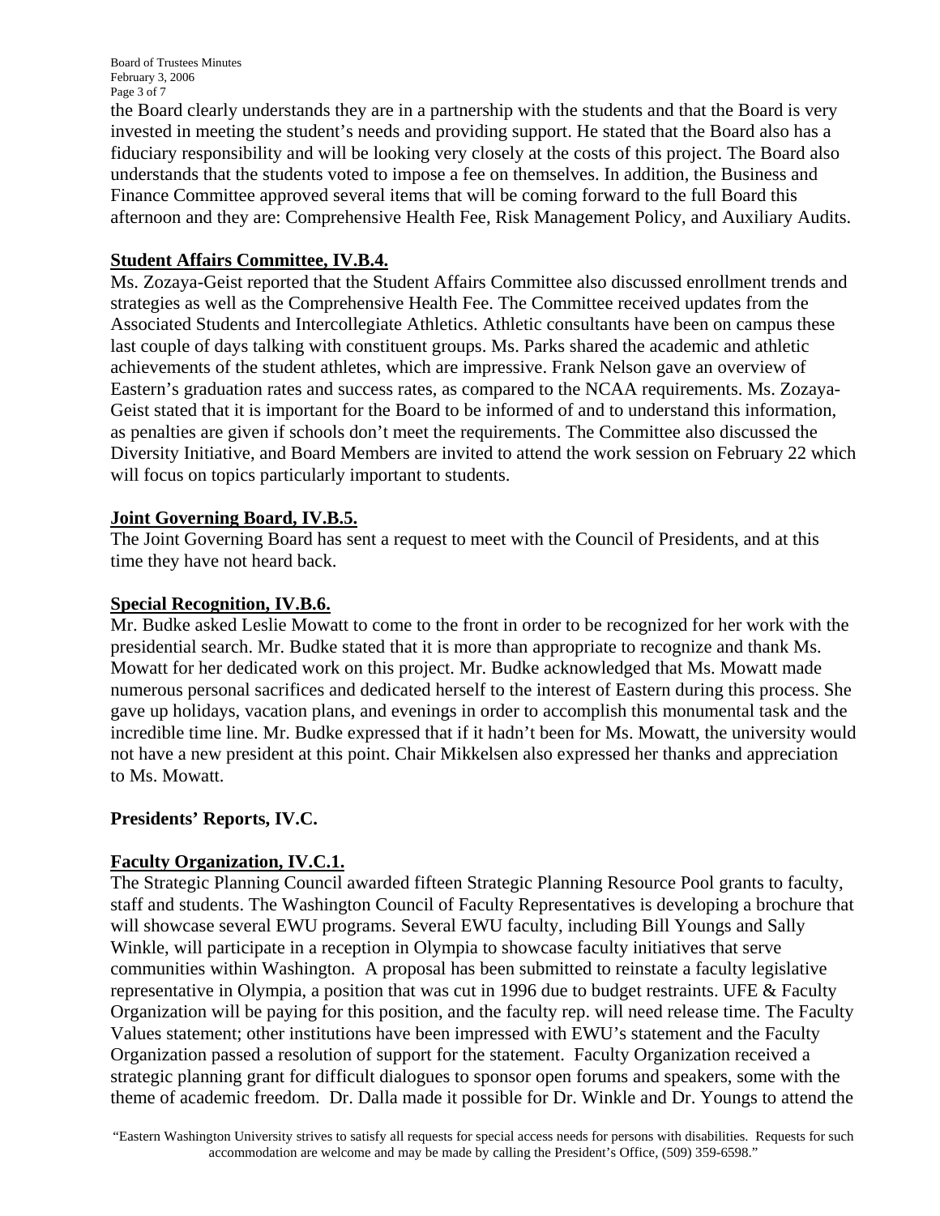the Board clearly understands they are in a partnership with the students and that the Board is very invested in meeting the student's needs and providing support. He stated that the Board also has a fiduciary responsibility and will be looking very closely at the costs of this project. The Board also understands that the students voted to impose a fee on themselves. In addition, the Business and Finance Committee approved several items that will be coming forward to the full Board this afternoon and they are: Comprehensive Health Fee, Risk Management Policy, and Auxiliary Audits.

**Student Affairs Committee, IV.B.4.**

Ms. Zozaya-Geist reported that the Student Affairs Committee also discussed enrollment trends and strategies as well as the Comprehensive Health Fee. The Committee received updates from the Associated Students and Intercollegiate Athletics. Athletic consultants have been on campus these last couple of days talking with constituent groups. Ms. Parks shared the academic and athletic achievements of the student athletes, which are impressive. Frank Nelson gave an overview of Eastern's graduation rates and success rates, as compared to the NCAA requirements. Ms. Zozaya-Geist stated that it is important for the Board to be informed of and to understand this information, as penalties are given if schools don't meet the requirements. The Committee also discussed the Diversity Initiative, and Board Members are invited to attend the work session on February 22 which will focus on topics particularly important to students.

**Joint Governing Board, IV.B.5.**

The Joint Governing Board has sent a request to meet with the Council of Presidents, and at this time they have not heard back.

**Special Recognition, IV.B.6.**

Mr. Budke asked Leslie Mowatt to come to the front in order to be recognized for her work with the presidential search. Mr. Budke stated that it is more than appropriate to recognize and thank Ms. Mowatt for her dedicated work on this project. Mr. Budke acknowledged that Ms. Mowatt made numerous personal sacrifices and dedicated herself to the interest of Eastern during this process. She gave up holidays, vacation plans, and evenings in order to accomplish this monumental task and the incredible time line. Mr. Budke expressed that if it hadn't been for Ms. Mowatt, the university would not have a new president at this point. Chair Mikkelsen also expressed her thanks and appreciation to Ms. Mowatt.

**Presidents' Reports, IV.C.**

**Faculty Organization, IV.C.1.**

The Strategic Planning Council awarded fifteen Strategic Planning Resource Pool grants to faculty, staff and students. The Washington Council of Faculty Representatives is developing a brochure that will showcase several EWU programs. Several EWU faculty, including Bill Youngs and Sally Winkle, will participate in a reception in Olympia to showcase faculty initiatives that serve communities within Washington. A proposal has been submitted to reinstate a faculty legislative representative in Olympia, a position that was cut in 1996 due to budget restraints. UFE & Faculty Organization will be paying for this position, and the faculty rep. will need release time. The Faculty Values statement; other institutions have been impressed with EWU's statement and the Faculty Organization passed a resolution of support for the statement. Faculty Organization received a strategic planning grant for difficult dialogues to sponsor open forums and speakers, some with the theme of academic freedom. Dr. Dalla made it possible for Dr. Winkle and Dr. Youngs to attend the

"Eastern Washington University strives to satisfy all requests for special access needs for persons with disabilities. Requests for such accommodation are welcome and may be made by calling the President's Office, (509) 359-6598."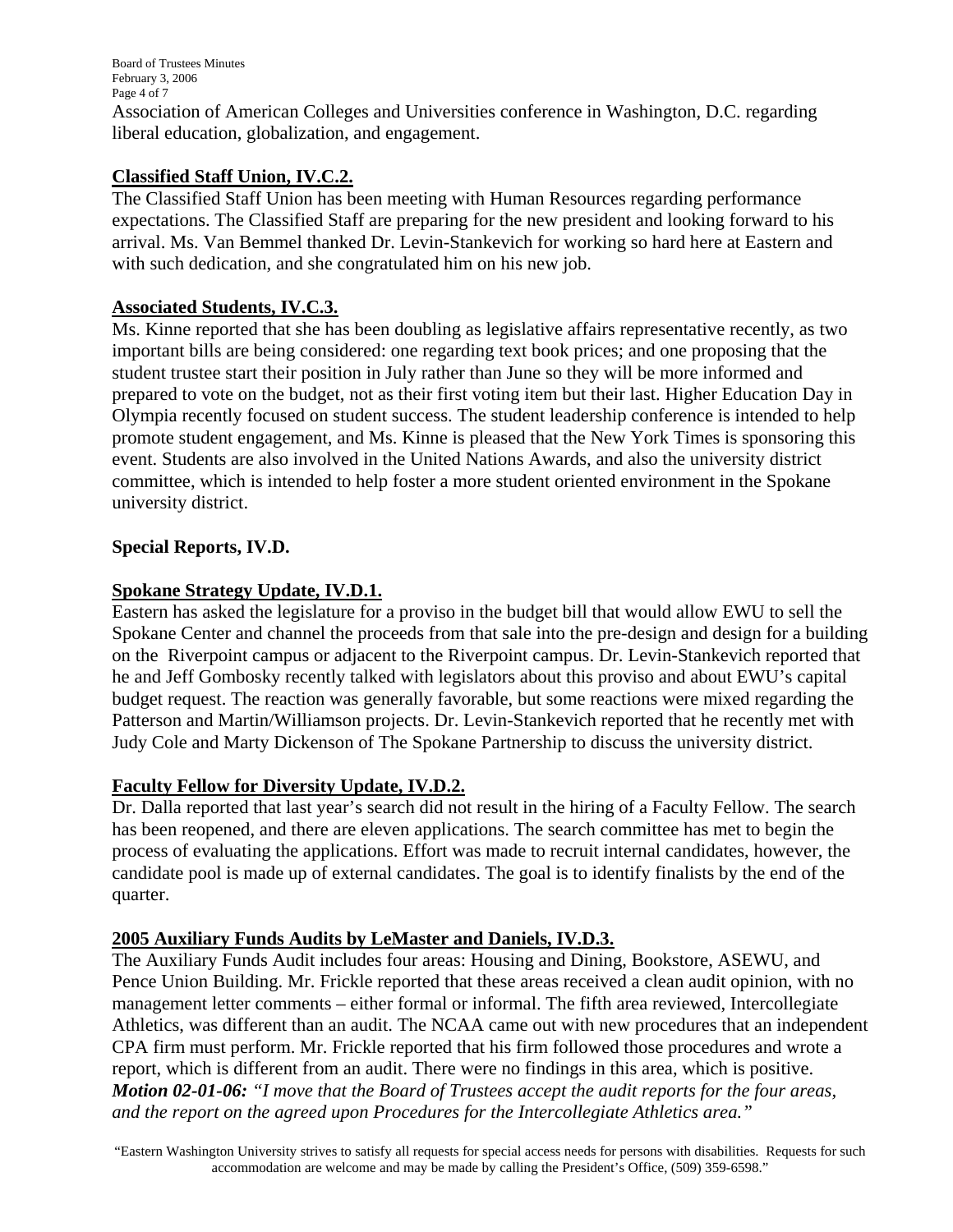Association of American Colleges and Universities conference in Washington, D.C. regarding liberal education, globalization, and engagement.

**Classified Staff Union, IV.C.2.**

The Classified Staff Union has been meeting with Human Resources regarding performance expectations. The Classified Staff are preparing for the new president and looking forward to his arrival. Ms. Van Bemmel thanked Dr. Levin-Stankevich for working so hard here at Eastern and with such dedication, and she congratulated him on his new job.

**Associated Students, IV.C.3.**

Ms. Kinne reported that she has been doubling as legislative affairs representative recently, as two important bills are being considered: one regarding text book prices; and one proposing that the student trustee start their position in July rather than June so they will be more informed and prepared to vote on the budget, not as their first voting item but their last. Higher Education Day in Olympia recently focused on student success. The student leadership conference is intended to help promote student engagement, and Ms. Kinne is pleased that the New York Times is sponsoring this event. Students are also involved in the United Nations Awards, and also the university district committee, which is intended to help foster a more student oriented environment in the Spokane university district.

**Special Reports, IV.D.**

**Spokane Strategy Update, IV.D.1.**

Eastern has asked the legislature for a proviso in the budget bill that would allow EWU to sell the Spokane Center and channel the proceeds from that sale into the pre-design and design for a building on the Riverpoint campus or adjacent to the Riverpoint campus. Dr. Levin-Stankevich reported that he and Jeff Gombosky recently talked with legislators about this proviso and about EWU's capital budget request. The reaction was generally favorable, but some reactions were mixed regarding the Patterson and Martin/Williamson projects. Dr. Levin-Stankevich reported that he recently met with Judy Cole and Marty Dickenson of The Spokane Partnership to discuss the university district.

**Faculty Fellow for Diversity Update, IV.D.2.**

Dr. Dalla reported that last year's search did not result in the hiring of a Faculty Fellow. The search has been reopened, and there are eleven applications. The search committee has met to begin the process of evaluating the applications. Effort was made to recruit internal candidates, however, the candidate pool is made up of external candidates. The goal is to identify finalists by the end of the quarter.

**2005 Auxiliary Funds Audits by LeMaster and Daniels, IV.D.3.**

The Auxiliary Funds Audit includes four areas: Housing and Dining, Bookstore, ASEWU, and Pence Union Building. Mr. Frickle reported that these areas received a clean audit opinion, with no management letter comments – either formal or informal. The fifth area reviewed, Intercollegiate Athletics, was different than an audit. The NCAA came out with new procedures that an independent CPA firm must perform. Mr. Frickle reported that his firm followed those procedures and wrote a report, which is different from an audit. There were no findings in this area, which is positive.
***Motion 02-01-06:*** *"I move that the Board of Trustees accept the audit reports for the four areas, and the report on the agreed upon Procedures for the Intercollegiate Athletics area."*

"Eastern Washington University strives to satisfy all requests for special access needs for persons with disabilities. Requests for such accommodation are welcome and may be made by calling the President's Office, (509) 359-6598."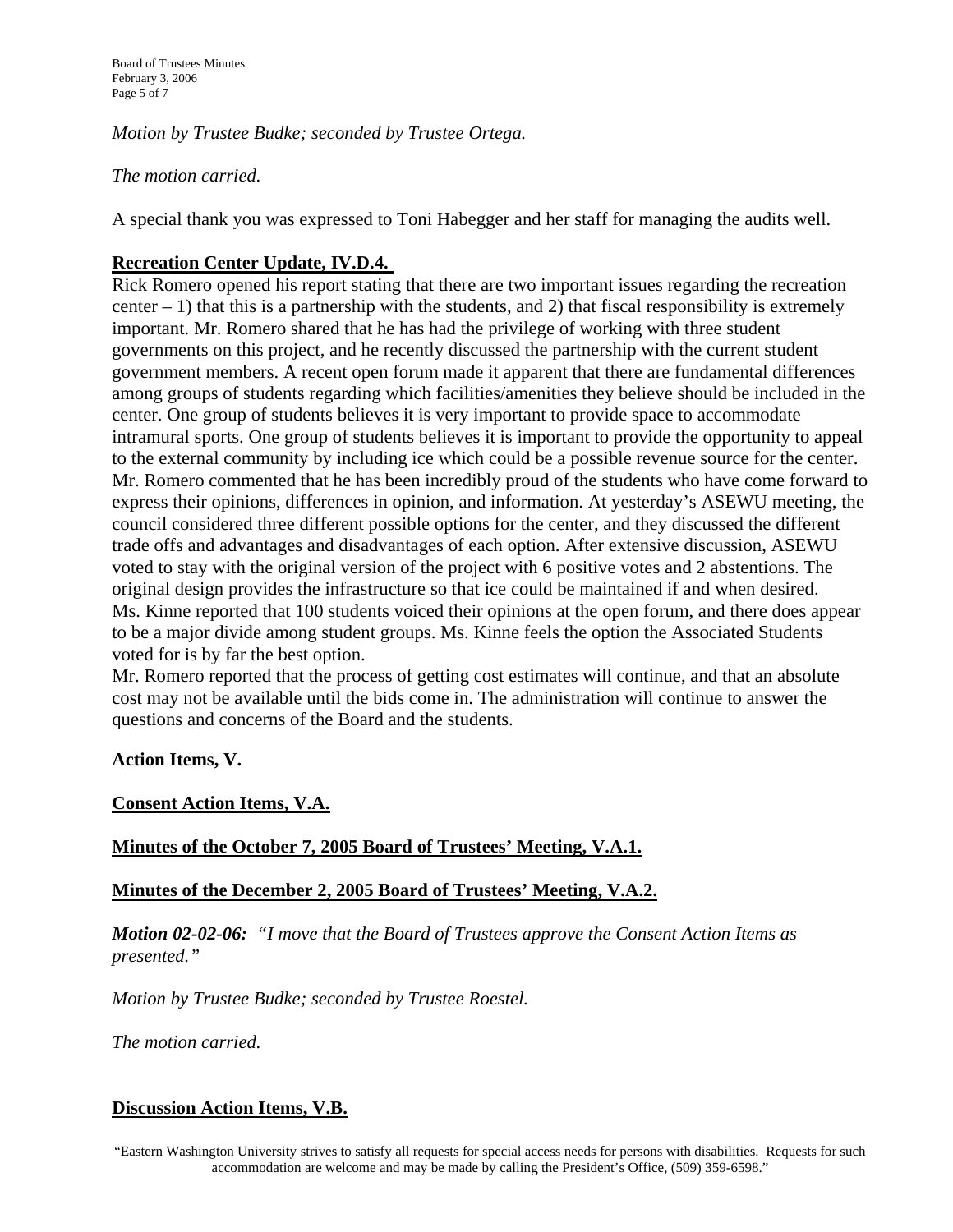*Motion by Trustee Budke; seconded by Trustee Ortega.*

*The motion carried.*

A special thank you was expressed to Toni Habegger and her staff for managing the audits well.

**Recreation Center Update, IV.D.4.**

Rick Romero opened his report stating that there are two important issues regarding the recreation center – 1) that this is a partnership with the students, and 2) that fiscal responsibility is extremely important. Mr. Romero shared that he has had the privilege of working with three student governments on this project, and he recently discussed the partnership with the current student government members. A recent open forum made it apparent that there are fundamental differences among groups of students regarding which facilities/amenities they believe should be included in the center. One group of students believes it is very important to provide space to accommodate intramural sports. One group of students believes it is important to provide the opportunity to appeal to the external community by including ice which could be a possible revenue source for the center. Mr. Romero commented that he has been incredibly proud of the students who have come forward to express their opinions, differences in opinion, and information. At yesterday's ASEWU meeting, the council considered three different possible options for the center, and they discussed the different trade offs and advantages and disadvantages of each option. After extensive discussion, ASEWU voted to stay with the original version of the project with 6 positive votes and 2 abstentions. The original design provides the infrastructure so that ice could be maintained if and when desired.
Ms. Kinne reported that 100 students voiced their opinions at the open forum, and there does appear to be a major divide among student groups. Ms. Kinne feels the option the Associated Students voted for is by far the best option.
Mr. Romero reported that the process of getting cost estimates will continue, and that an absolute cost may not be available until the bids come in. The administration will continue to answer the questions and concerns of the Board and the students.

**Action Items, V.**

**Consent Action Items, V.A.**

**Minutes of the October 7, 2005 Board of Trustees' Meeting, V.A.1.**

**Minutes of the December 2, 2005 Board of Trustees' Meeting, V.A.2.**

***Motion 02-02-06:*** *"I move that the Board of Trustees approve the Consent Action Items as presented."*

*Motion by Trustee Budke; seconded by Trustee Roestel.*

*The motion carried.*

**Discussion Action Items, V.B.**

"Eastern Washington University strives to satisfy all requests for special access needs for persons with disabilities. Requests for such accommodation are welcome and may be made by calling the President's Office, (509) 359-6598."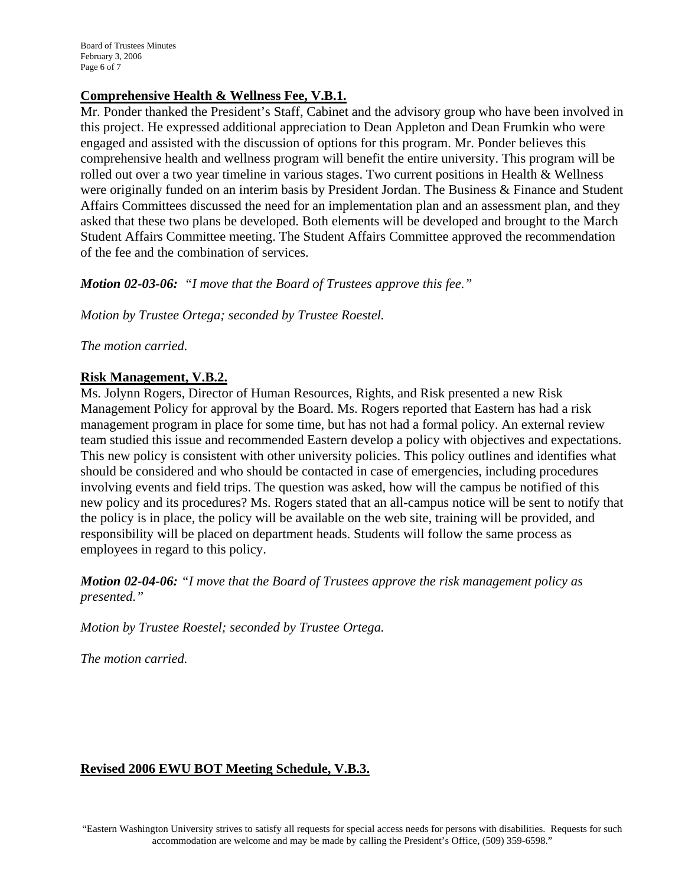**Comprehensive Health & Wellness Fee, V.B.1.**

Mr. Ponder thanked the President's Staff, Cabinet and the advisory group who have been involved in this project. He expressed additional appreciation to Dean Appleton and Dean Frumkin who were engaged and assisted with the discussion of options for this program. Mr. Ponder believes this comprehensive health and wellness program will benefit the entire university. This program will be rolled out over a two year timeline in various stages. Two current positions in Health & Wellness were originally funded on an interim basis by President Jordan. The Business & Finance and Student Affairs Committees discussed the need for an implementation plan and an assessment plan, and they asked that these two plans be developed. Both elements will be developed and brought to the March Student Affairs Committee meeting. The Student Affairs Committee approved the recommendation of the fee and the combination of services.

***Motion 02-03-06:*** *"I move that the Board of Trustees approve this fee."*

*Motion by Trustee Ortega; seconded by Trustee Roestel.*

*The motion carried.*

**Risk Management, V.B.2.**

Ms. Jolynn Rogers, Director of Human Resources, Rights, and Risk presented a new Risk Management Policy for approval by the Board. Ms. Rogers reported that Eastern has had a risk management program in place for some time, but has not had a formal policy. An external review team studied this issue and recommended Eastern develop a policy with objectives and expectations. This new policy is consistent with other university policies. This policy outlines and identifies what should be considered and who should be contacted in case of emergencies, including procedures involving events and field trips. The question was asked, how will the campus be notified of this new policy and its procedures? Ms. Rogers stated that an all-campus notice will be sent to notify that the policy is in place, the policy will be available on the web site, training will be provided, and responsibility will be placed on department heads. Students will follow the same process as employees in regard to this policy.

***Motion 02-04-06:*** *"I move that the Board of Trustees approve the risk management policy as presented."*

*Motion by Trustee Roestel; seconded by Trustee Ortega.*

*The motion carried.*

**Revised 2006 EWU BOT Meeting Schedule, V.B.3.**

"Eastern Washington University strives to satisfy all requests for special access needs for persons with disabilities. Requests for such accommodation are welcome and may be made by calling the President's Office, (509) 359-6598."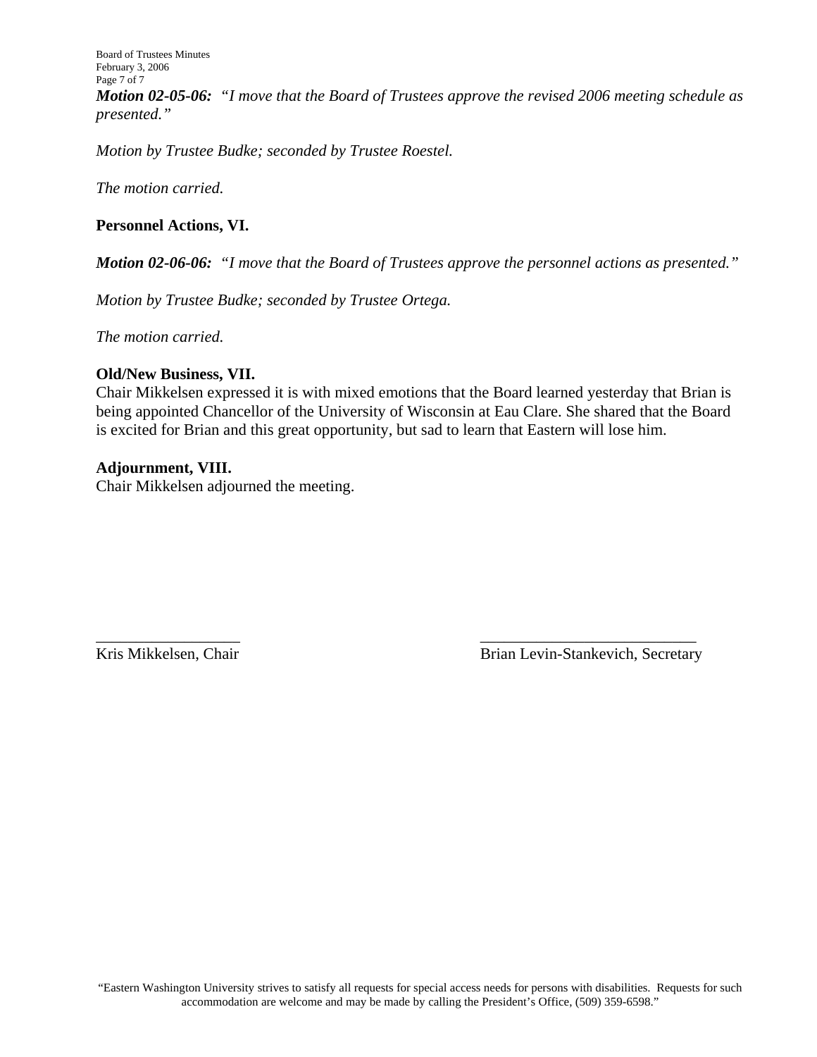***Motion 02-05-06:*** *"I move that the Board of Trustees approve the revised 2006 meeting schedule as presented."*

*Motion by Trustee Budke; seconded by Trustee Roestel.*

*The motion carried.*

**Personnel Actions, VI.**

***Motion 02-06-06:*** *"I move that the Board of Trustees approve the personnel actions as presented."*

*Motion by Trustee Budke; seconded by Trustee Ortega.*

*The motion carried.*

**Old/New Business, VII.**

Chair Mikkelsen expressed it is with mixed emotions that the Board learned yesterday that Brian is being appointed Chancellor of the University of Wisconsin at Eau Clare. She shared that the Board is excited for Brian and this great opportunity, but sad to learn that Eastern will lose him.

**Adjournment, VIII.**

Chair Mikkelsen adjourned the meeting.

\_\_\_\_\_\_\_\_\_\_\_\_\_\_\_\_\_\_
Kris Mikkelsen, Chair

\_\_\_\_\_\_\_\_\_\_\_\_\_\_\_\_\_\_\_\_\_\_\_\_\_\_\_\_
Brian Levin-Stankevich, Secretary

"Eastern Washington University strives to satisfy all requests for special access needs for persons with disabilities. Requests for such accommodation are welcome and may be made by calling the President's Office, (509) 359-6598."